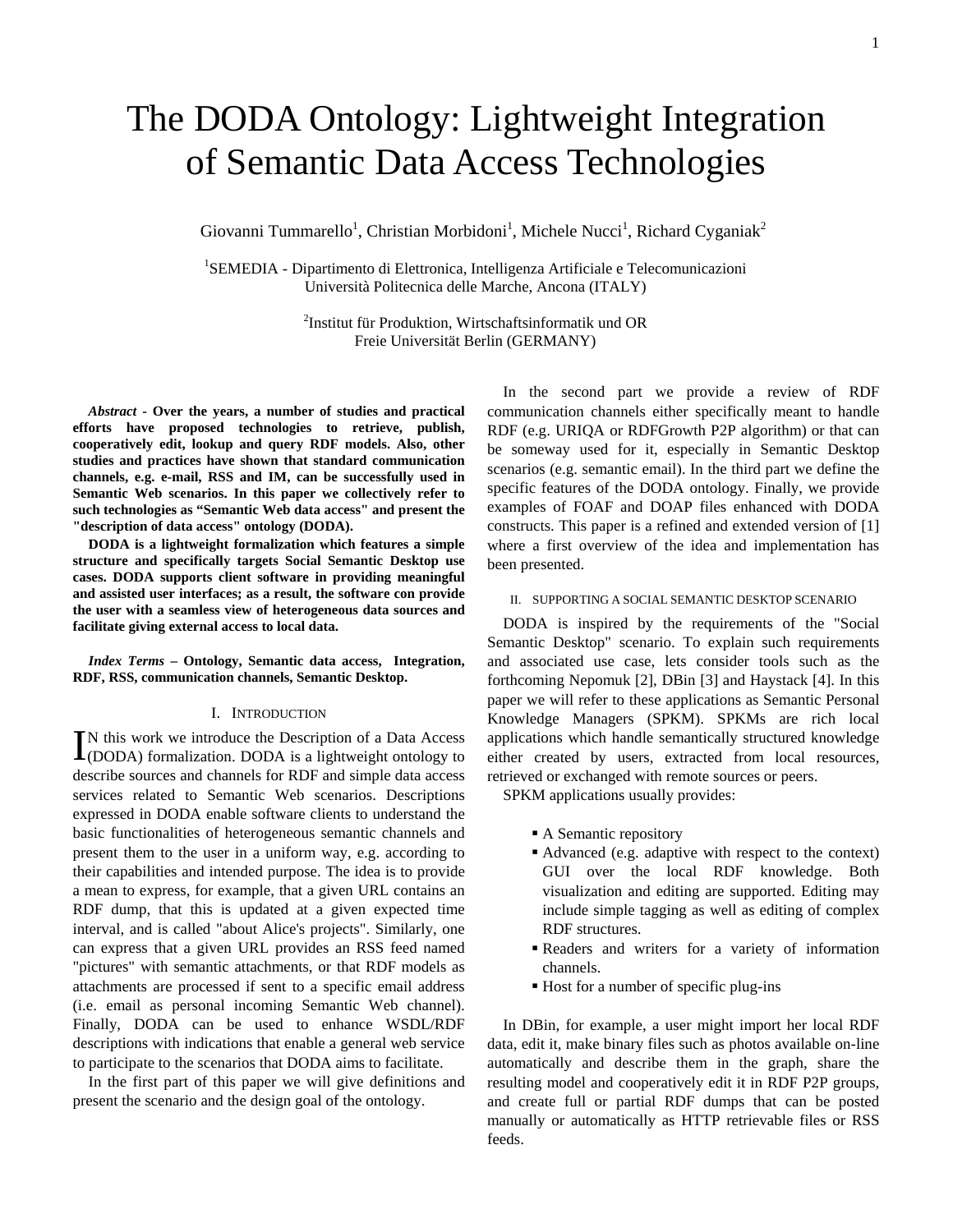# The DODA Ontology: Lightweight Integration of Semantic Data Access Technologies

Giovanni Tummarello[1], Christian Morbidoni[1], Michele Nucci[1], Richard Cyganiak[2]

[1]SEMEDIA - Dipartimento di Elettronica, Intelligenza Artificiale e Telecomunicazioni
Università Politecnica delle Marche, Ancona (ITALY)

[2]Institut für Produktion, Wirtschaftsinformatik und OR
Freie Universität Berlin (GERMANY)

***Abstract* - Over the years, a number of studies and practical efforts have proposed technologies to retrieve, publish, cooperatively edit, lookup and query RDF models. Also, other studies and practices have shown that standard communication channels, e.g. e-mail, RSS and IM, can be successfully used in Semantic Web scenarios. In this paper we collectively refer to such technologies as "Semantic Web data access" and present the "description of data access" ontology (DODA).**

**DODA is a lightweight formalization which features a simple structure and specifically targets Social Semantic Desktop use cases. DODA supports client software in providing meaningful and assisted user interfaces; as a result, the software con provide the user with a seamless view of heterogeneous data sources and facilitate giving external access to local data.**

***Index Terms* – Ontology, Semantic data access, Integration, RDF, RSS, communication channels, Semantic Desktop.**

## I. Introduction

In this work we introduce the Description of a Data Access (DODA) formalization. DODA is a lightweight ontology to describe sources and channels for RDF and simple data access services related to Semantic Web scenarios. Descriptions expressed in DODA enable software clients to understand the basic functionalities of heterogeneous semantic channels and present them to the user in a uniform way, e.g. according to their capabilities and intended purpose. The idea is to provide a mean to express, for example, that a given URL contains an RDF dump, that this is updated at a given expected time interval, and is called "about Alice's projects". Similarly, one can express that a given URL provides an RSS feed named "pictures" with semantic attachments, or that RDF models as attachments are processed if sent to a specific email address (i.e. email as personal incoming Semantic Web channel). Finally, DODA can be used to enhance WSDL/RDF descriptions with indications that enable a general web service to participate to the scenarios that DODA aims to facilitate.

In the first part of this paper we will give definitions and present the scenario and the design goal of the ontology.

In the second part we provide a review of RDF communication channels either specifically meant to handle RDF (e.g. URIQA or RDFGrowth P2P algorithm) or that can be someway used for it, especially in Semantic Desktop scenarios (e.g. semantic email). In the third part we define the specific features of the DODA ontology. Finally, we provide examples of FOAF and DOAP files enhanced with DODA constructs. This paper is a refined and extended version of [1] where a first overview of the idea and implementation has been presented.

## II. Supporting a Social Semantic Desktop Scenario

DODA is inspired by the requirements of the "Social Semantic Desktop" scenario. To explain such requirements and associated use case, lets consider tools such as the forthcoming Nepomuk [2], DBin [3] and Haystack [4]. In this paper we will refer to these applications as Semantic Personal Knowledge Managers (SPKM). SPKMs are rich local applications which handle semantically structured knowledge either created by users, extracted from local resources, retrieved or exchanged with remote sources or peers.

SPKM applications usually provides:

- A Semantic repository
- Advanced (e.g. adaptive with respect to the context) GUI over the local RDF knowledge. Both visualization and editing are supported. Editing may include simple tagging as well as editing of complex RDF structures.
- Readers and writers for a variety of information channels.
- Host for a number of specific plug-ins

In DBin, for example, a user might import her local RDF data, edit it, make binary files such as photos available on-line automatically and describe them in the graph, share the resulting model and cooperatively edit it in RDF P2P groups, and create full or partial RDF dumps that can be posted manually or automatically as HTTP retrievable files or RSS feeds.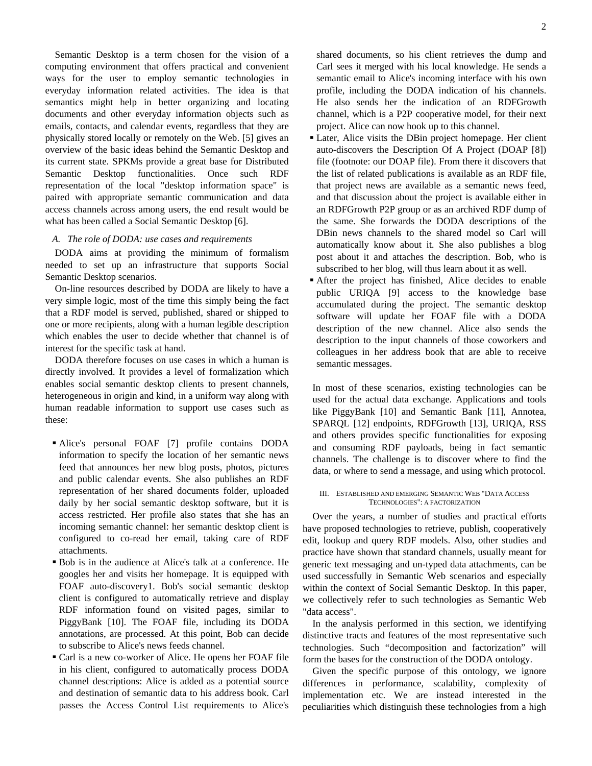Semantic Desktop is a term chosen for the vision of a computing environment that offers practical and convenient ways for the user to employ semantic technologies in everyday information related activities. The idea is that semantics might help in better organizing and locating documents and other everyday information objects such as emails, contacts, and calendar events, regardless that they are physically stored locally or remotely on the Web. [5] gives an overview of the basic ideas behind the Semantic Desktop and its current state. SPKMs provide a great base for Distributed Semantic Desktop functionalities. Once such RDF representation of the local "desktop information space" is paired with appropriate semantic communication and data access channels across among users, the end result would be what has been called a Social Semantic Desktop [6].

### A. The role of DODA: use cases and requirements

DODA aims at providing the minimum of formalism needed to set up an infrastructure that supports Social Semantic Desktop scenarios.

On-line resources described by DODA are likely to have a very simple logic, most of the time this simply being the fact that a RDF model is served, published, shared or shipped to one or more recipients, along with a human legible description which enables the user to decide whether that channel is of interest for the specific task at hand.

DODA therefore focuses on use cases in which a human is directly involved. It provides a level of formalization which enables social semantic desktop clients to present channels, heterogeneous in origin and kind, in a uniform way along with human readable information to support use cases such as these:

- Alice's personal FOAF [7] profile contains DODA information to specify the location of her semantic news feed that announces her new blog posts, photos, pictures and public calendar events. She also publishes an RDF representation of her shared documents folder, uploaded daily by her social semantic desktop software, but it is access restricted. Her profile also states that she has an incoming semantic channel: her semantic desktop client is configured to co-read her email, taking care of RDF attachments.
- Bob is in the audience at Alice's talk at a conference. He googles her and visits her homepage. It is equipped with FOAF auto-discovery1. Bob's social semantic desktop client is configured to automatically retrieve and display RDF information found on visited pages, similar to PiggyBank [10]. The FOAF file, including its DODA annotations, are processed. At this point, Bob can decide to subscribe to Alice's news feeds channel.
- Carl is a new co-worker of Alice. He opens her FOAF file in his client, configured to automatically process DODA channel descriptions: Alice is added as a potential source and destination of semantic data to his address book. Carl passes the Access Control List requirements to Alice's shared documents, so his client retrieves the dump and Carl sees it merged with his local knowledge. He sends a semantic email to Alice's incoming interface with his own profile, including the DODA indication of his channels. He also sends her the indication of an RDFGrowth channel, which is a P2P cooperative model, for their next project. Alice can now hook up to this channel.
- Later, Alice visits the DBin project homepage. Her client auto-discovers the Description Of A Project (DOAP [8]) file (footnote: our DOAP file). From there it discovers that the list of related publications is available as an RDF file, that project news are available as a semantic news feed, and that discussion about the project is available either in an RDFGrowth P2P group or as an archived RDF dump of the same. She forwards the DODA descriptions of the DBin news channels to the shared model so Carl will automatically know about it. She also publishes a blog post about it and attaches the description. Bob, who is subscribed to her blog, will thus learn about it as well.
- After the project has finished, Alice decides to enable public URIQA [9] access to the knowledge base accumulated during the project. The semantic desktop software will update her FOAF file with a DODA description of the new channel. Alice also sends the description to the input channels of those coworkers and colleagues in her address book that are able to receive semantic messages.

In most of these scenarios, existing technologies can be used for the actual data exchange. Applications and tools like PiggyBank [10] and Semantic Bank [11], Annotea, SPARQL [12] endpoints, RDFGrowth [13], URIQA, RSS and others provides specific functionalities for exposing and consuming RDF payloads, being in fact semantic channels. The challenge is to discover where to find the data, or where to send a message, and using which protocol.

## III. Established and emerging Semantic Web "Data Access Technologies": a factorization

Over the years, a number of studies and practical efforts have proposed technologies to retrieve, publish, cooperatively edit, lookup and query RDF models. Also, other studies and practice have shown that standard channels, usually meant for generic text messaging and un-typed data attachments, can be used successfully in Semantic Web scenarios and especially within the context of Social Semantic Desktop. In this paper, we collectively refer to such technologies as Semantic Web "data access".

In the analysis performed in this section, we identifying distinctive tracts and features of the most representative such technologies. Such "decomposition and factorization" will form the bases for the construction of the DODA ontology.

Given the specific purpose of this ontology, we ignore differences in performance, scalability, complexity of implementation etc. We are instead interested in the peculiarities which distinguish these technologies from a high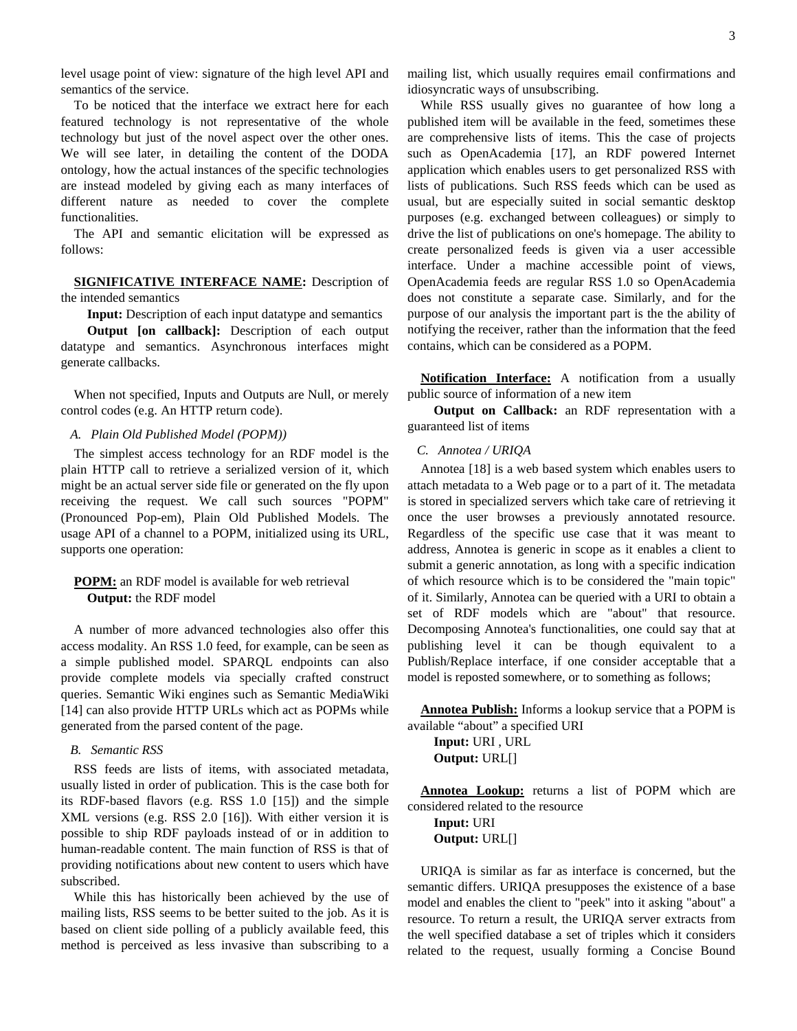level usage point of view: signature of the high level API and semantics of the service.

To be noticed that the interface we extract here for each featured technology is not representative of the whole technology but just of the novel aspect over the other ones. We will see later, in detailing the content of the DODA ontology, how the actual instances of the specific technologies are instead modeled by giving each as many interfaces of different nature as needed to cover the complete functionalities.

The API and semantic elicitation will be expressed as follows:

**SIGNIFICATIVE INTERFACE NAME:** Description of the intended semantics

**Input:** Description of each input datatype and semantics

**Output [on callback]:** Description of each output datatype and semantics. Asynchronous interfaces might generate callbacks.

When not specified, Inputs and Outputs are Null, or merely control codes (e.g. An HTTP return code).

### *A. Plain Old Published Model (POPM))*

The simplest access technology for an RDF model is the plain HTTP call to retrieve a serialized version of it, which might be an actual server side file or generated on the fly upon receiving the request. We call such sources "POPM" (Pronounced Pop-em), Plain Old Published Models. The usage API of a channel to a POPM, initialized using its URL, supports one operation:

**POPM:** an RDF model is available for web retrieval

**Output:** the RDF model

A number of more advanced technologies also offer this access modality. An RSS 1.0 feed, for example, can be seen as a simple published model. SPARQL endpoints can also provide complete models via specially crafted construct queries. Semantic Wiki engines such as Semantic MediaWiki [14] can also provide HTTP URLs which act as POPMs while generated from the parsed content of the page.

### *B. Semantic RSS*

RSS feeds are lists of items, with associated metadata, usually listed in order of publication. This is the case both for its RDF-based flavors (e.g. RSS 1.0 [15]) and the simple XML versions (e.g. RSS 2.0 [16]). With either version it is possible to ship RDF payloads instead of or in addition to human-readable content. The main function of RSS is that of providing notifications about new content to users which have subscribed.

While this has historically been achieved by the use of mailing lists, RSS seems to be better suited to the job. As it is based on client side polling of a publicly available feed, this method is perceived as less invasive than subscribing to a mailing list, which usually requires email confirmations and idiosyncratic ways of unsubscribing.

While RSS usually gives no guarantee of how long a published item will be available in the feed, sometimes these are comprehensive lists of items. This the case of projects such as OpenAcademia [17], an RDF powered Internet application which enables users to get personalized RSS with lists of publications. Such RSS feeds which can be used as usual, but are especially suited in social semantic desktop purposes (e.g. exchanged between colleagues) or simply to drive the list of publications on one's homepage. The ability to create personalized feeds is given via a user accessible interface. Under a machine accessible point of views, OpenAcademia feeds are regular RSS 1.0 so OpenAcademia does not constitute a separate case. Similarly, and for the purpose of our analysis the important part is the the ability of notifying the receiver, rather than the information that the feed contains, which can be considered as a POPM.

**Notification Interface:** A notification from a usually public source of information of a new item

**Output on Callback:** an RDF representation with a guaranteed list of items

### *C. Annotea / URIQA*

Annotea [18] is a web based system which enables users to attach metadata to a Web page or to a part of it. The metadata is stored in specialized servers which take care of retrieving it once the user browses a previously annotated resource. Regardless of the specific use case that it was meant to address, Annotea is generic in scope as it enables a client to submit a generic annotation, as long with a specific indication of which resource which is to be considered the "main topic" of it. Similarly, Annotea can be queried with a URI to obtain a set of RDF models which are "about" that resource. Decomposing Annotea's functionalities, one could say that at publishing level it can be though equivalent to a Publish/Replace interface, if one consider acceptable that a model is reposted somewhere, or to something as follows;

**Annotea Publish:** Informs a lookup service that a POPM is available "about" a specified URI

**Input:** URI , URL

**Output:** URL[]

**Annotea Lookup:** returns a list of POPM which are considered related to the resource

**Input:** URI

**Output:** URL[]

URIQA is similar as far as interface is concerned, but the semantic differs. URIQA presupposes the existence of a base model and enables the client to "peek" into it asking "about" a resource. To return a result, the URIQA server extracts from the well specified database a set of triples which it considers related to the request, usually forming a Concise Bound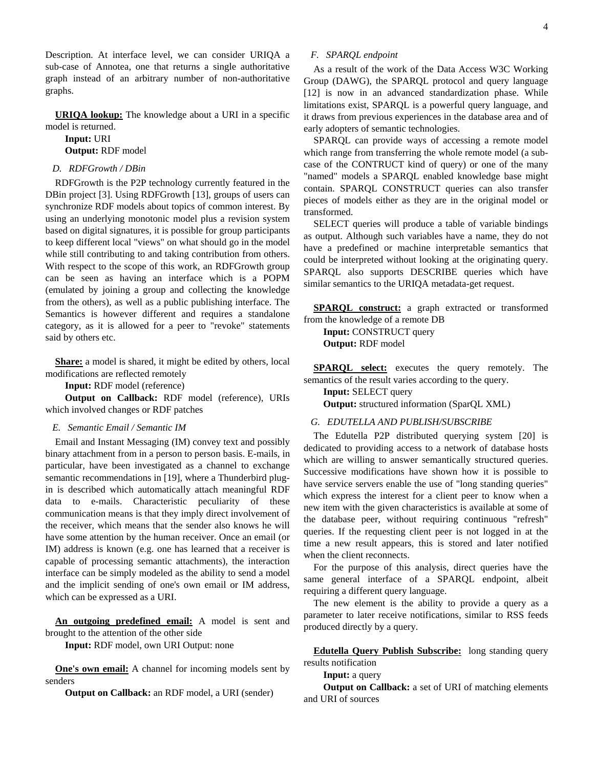Description. At interface level, we can consider URIQA a sub-case of Annotea, one that returns a single authoritative graph instead of an arbitrary number of non-authoritative graphs.

**URIQA lookup:** The knowledge about a URI in a specific model is returned.

**Input:** URI
**Output:** RDF model

### D. *RDFGrowth / DBin*

RDFGrowth is the P2P technology currently featured in the DBin project [3]. Using RDFGrowth [13], groups of users can synchronize RDF models about topics of common interest. By using an underlying monotonic model plus a revision system based on digital signatures, it is possible for group participants to keep different local "views" on what should go in the model while still contributing to and taking contribution from others. With respect to the scope of this work, an RDFGrowth group can be seen as having an interface which is a POPM (emulated by joining a group and collecting the knowledge from the others), as well as a public publishing interface. The Semantics is however different and requires a standalone category, as it is allowed for a peer to "revoke" statements said by others etc.

**Share:** a model is shared, it might be edited by others, local modifications are reflected remotely

**Input:** RDF model (reference)
**Output on Callback:** RDF model (reference), URIs which involved changes or RDF patches

### E. *Semantic Email / Semantic IM*

Email and Instant Messaging (IM) convey text and possibly binary attachment from in a person to person basis. E-mails, in particular, have been investigated as a channel to exchange semantic recommendations in [19], where a Thunderbird plug-in is described which automatically attach meaningful RDF data to e-mails. Characteristic peculiarity of these communication means is that they imply direct involvement of the receiver, which means that the sender also knows he will have some attention by the human receiver. Once an email (or IM) address is known (e.g. one has learned that a receiver is capable of processing semantic attachments), the interaction interface can be simply modeled as the ability to send a model and the implicit sending of one's own email or IM address, which can be expressed as a URI.

**An outgoing predefined email:** A model is sent and brought to the attention of the other side

**Input:** RDF model, own URI Output: none

**One's own email:** A channel for incoming models sent by senders

**Output on Callback:** an RDF model, a URI (sender)

### F. *SPARQL endpoint*

As a result of the work of the Data Access W3C Working Group (DAWG), the SPARQL protocol and query language [12] is now in an advanced standardization phase. While limitations exist, SPARQL is a powerful query language, and it draws from previous experiences in the database area and of early adopters of semantic technologies.

SPARQL can provide ways of accessing a remote model which range from transferring the whole remote model (a sub-case of the CONTRUCT kind of query) or one of the many "named" models a SPARQL enabled knowledge base might contain. SPARQL CONSTRUCT queries can also transfer pieces of models either as they are in the original model or transformed.

SELECT queries will produce a table of variable bindings as output. Although such variables have a name, they do not have a predefined or machine interpretable semantics that could be interpreted without looking at the originating query. SPARQL also supports DESCRIBE queries which have similar semantics to the URIQA metadata-get request.

**SPARQL construct:** a graph extracted or transformed from the knowledge of a remote DB

**Input:** CONSTRUCT query
**Output:** RDF model

**SPARQL select:** executes the query remotely. The semantics of the result varies according to the query.

**Input:** SELECT query
**Output:** structured information (SparQL XML)

### G. *EDUTELLA AND PUBLISH/SUBSCRIBE*

The Edutella P2P distributed querying system [20] is dedicated to providing access to a network of database hosts which are willing to answer semantically structured queries. Successive modifications have shown how it is possible to have service servers enable the use of "long standing queries" which express the interest for a client peer to know when a new item with the given characteristics is available at some of the database peer, without requiring continuous "refresh" queries. If the requesting client peer is not logged in at the time a new result appears, this is stored and later notified when the client reconnects.

For the purpose of this analysis, direct queries have the same general interface of a SPARQL endpoint, albeit requiring a different query language.

The new element is the ability to provide a query as a parameter to later receive notifications, similar to RSS feeds produced directly by a query.

**Edutella Query Publish Subscribe:** long standing query results notification

**Input:** a query
**Output on Callback:** a set of URI of matching elements and URI of sources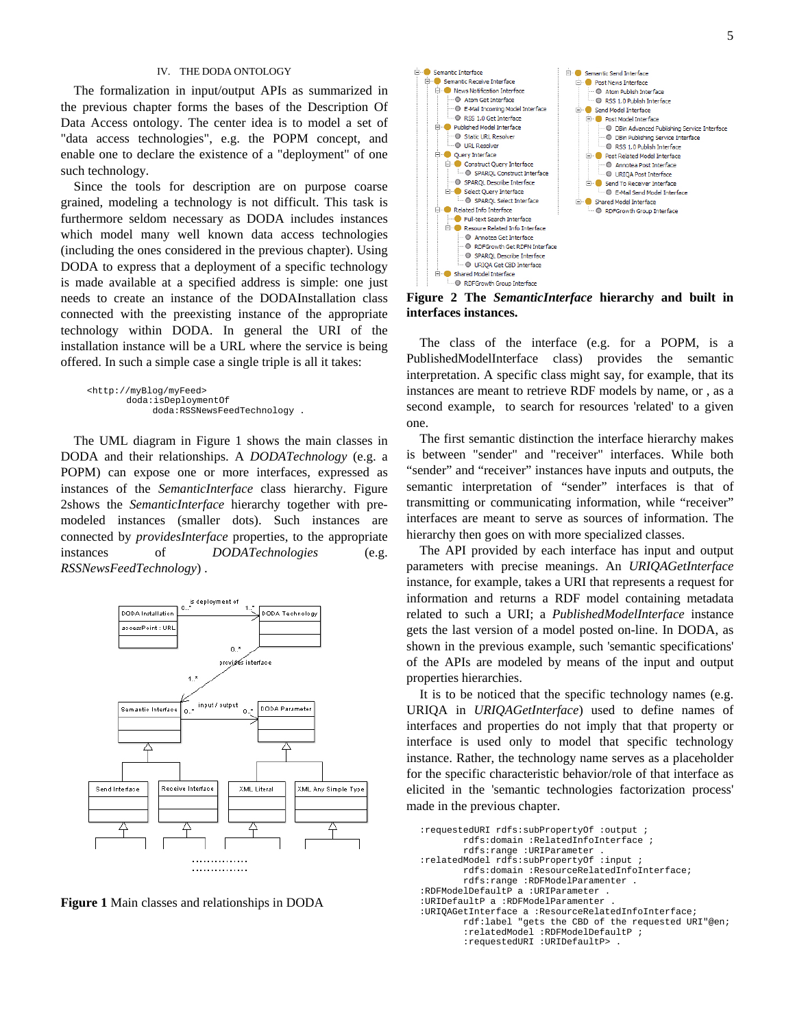## IV. THE DODA ONTOLOGY

The formalization in input/output APIs as summarized in the previous chapter forms the bases of the Description Of Data Access ontology. The center idea is to model a set of "data access technologies", e.g. the POPM concept, and enable one to declare the existence of a "deployment" of one such technology.

Since the tools for description are on purpose coarse grained, modeling a technology is not difficult. This task is furthermore seldom necessary as DODA includes instances which model many well known data access technologies (including the ones considered in the previous chapter). Using DODA to express that a deployment of a specific technology is made available at a specified address is simple: one just needs to create an instance of the DODAInstallation class connected with the preexisting instance of the appropriate technology within DODA. In general the URI of the installation instance will be a URL where the service is being offered. In such a simple case a single triple is all it takes:

```
<http://myBlog/myFeed>
        doda:isDeploymentOf
             doda:RSSNewsFeedTechnology .
```

The UML diagram in Figure 1 shows the main classes in DODA and their relationships. A *DODATechnology* (e.g. a POPM) can expose one or more interfaces, expressed as instances of the *SemanticInterface* class hierarchy. Figure 2shows the *SemanticInterface* hierarchy together with pre-modeled instances (smaller dots). Such instances are connected by *providesInterface* properties, to the appropriate instances of *DODATechnologies* (e.g. *RSSNewsFeedTechnology*) .

**Figure 1** Main classes and relationships in DODA

**Figure 2 The *SemanticInterface* hierarchy and built in interfaces instances.**

The class of the interface (e.g. for a POPM, is a PublishedModelInterface class) provides the semantic interpretation. A specific class might say, for example, that its instances are meant to retrieve RDF models by name, or , as a second example, to search for resources 'related' to a given one.

The first semantic distinction the interface hierarchy makes is between "sender" and "receiver" interfaces. While both "sender" and "receiver" instances have inputs and outputs, the semantic interpretation of "sender" interfaces is that of transmitting or communicating information, while "receiver" interfaces are meant to serve as sources of information. The hierarchy then goes on with more specialized classes.

The API provided by each interface has input and output parameters with precise meanings. An *URIQAGetInterface* instance, for example, takes a URI that represents a request for information and returns a RDF model containing metadata related to such a URI; a *PublishedModelInterface* instance gets the last version of a model posted on-line. In DODA, as shown in the previous example, such 'semantic specifications' of the APIs are modeled by means of the input and output properties hierarchies.

It is to be noticed that the specific technology names (e.g. URIQA in *URIQAGetInterface*) used to define names of interfaces and properties do not imply that that property or interface is used only to model that specific technology instance. Rather, the technology name serves as a placeholder for the specific characteristic behavior/role of that interface as elicited in the 'semantic technologies factorization process' made in the previous chapter.

```
:requestedURI rdfs:subPropertyOf :output ;
        rdfs:domain :RelatedInfoInterface ;
        rdfs:range :URIParameter .
:relatedModel rdfs:subPropertyOf :input ;
        rdfs:domain :ResourceRelatedInfoInterface;
        rdfs:range :RDFModelParamenter .
:RDFModelDefaultP a :URIParameter .
:URIDefaultP a :RDFModelParamenter .
:URIQAGetInterface a :ResourceRelatedInfoInterface;
        rdf:label "gets the CBD of the requested URI"@en;
        :relatedModel :RDFModelDefaultP ;
        :requestedURI :URIDefaultP> .
```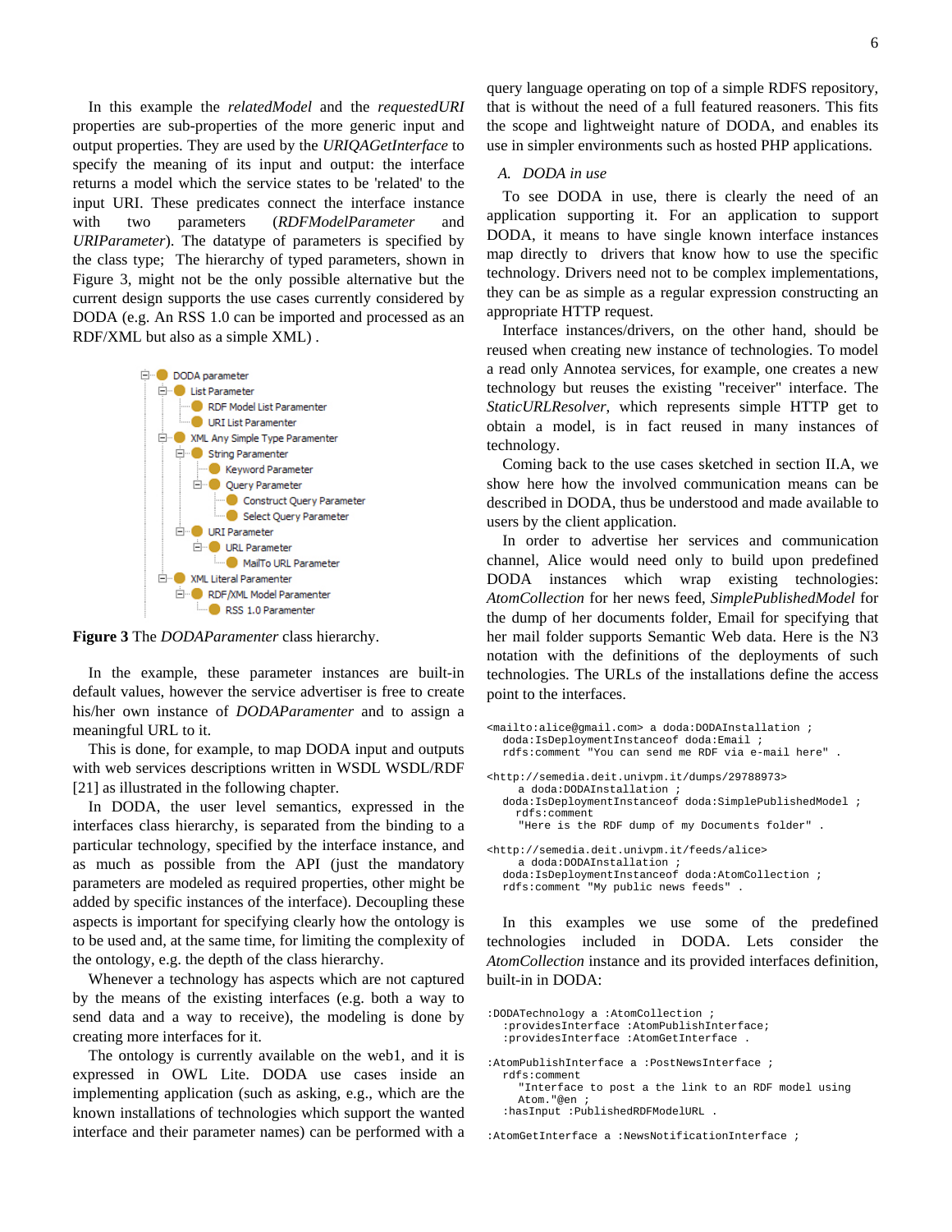In this example the *relatedModel* and the *requestedURI* properties are sub-properties of the more generic input and output properties. They are used by the *URIQAGetInterface* to specify the meaning of its input and output: the interface returns a model which the service states to be 'related' to the input URI. These predicates connect the interface instance with two parameters (*RDFModelParameter* and *URIParameter*). The datatype of parameters is specified by the class type; The hierarchy of typed parameters, shown in Figure 3, might not be the only possible alternative but the current design supports the use cases currently considered by DODA (e.g. An RSS 1.0 can be imported and processed as an RDF/XML but also as a simple XML) .

- DODA parameter
  - List Parameter
    - RDF Model List Paramenter
    - URI List Paramenter
  - XML Any Simple Type Paramenter
    - String Paramenter
      - Keyword Paramenter
      - Query Parameter
        - Construct Query Parameter
        - Select Query Parameter
    - URI Parameter
      - URL Paramenter
        - MailTo URL Paramenter
  - XML Literal Paramenter
    - RDF/XML Model Paramenter
      - RSS 1.0 Paramenter

**Figure 3** The *DODAParamenter* class hierarchy.

In the example, these parameter instances are built-in default values, however the service advertiser is free to create his/her own instance of *DODAParamenter* and to assign a meaningful URL to it.

This is done, for example, to map DODA input and outputs with web services descriptions written in WSDL WSDL/RDF [21] as illustrated in the following chapter.

In DODA, the user level semantics, expressed in the interfaces class hierarchy, is separated from the binding to a particular technology, specified by the interface instance, and as much as possible from the API (just the mandatory parameters are modeled as required properties, other might be added by specific instances of the interface). Decoupling these aspects is important for specifying clearly how the ontology is to be used and, at the same time, for limiting the complexity of the ontology, e.g. the depth of the class hierarchy.

Whenever a technology has aspects which are not captured by the means of the existing interfaces (e.g. both a way to send data and a way to receive), the modeling is done by creating more interfaces for it.

The ontology is currently available on the web1, and it is expressed in OWL Lite. DODA use cases inside an implementing application (such as asking, e.g., which are the known installations of technologies which support the wanted interface and their parameter names) can be performed with a query language operating on top of a simple RDFS repository, that is without the need of a full featured reasoners. This fits the scope and lightweight nature of DODA, and enables its use in simpler environments such as hosted PHP applications.

### A. DODA in use

To see DODA in use, there is clearly the need of an application supporting it. For an application to support DODA, it means to have single known interface instances map directly to drivers that know how to use the specific technology. Drivers need not to be complex implementations, they can be as simple as a regular expression constructing an appropriate HTTP request.

Interface instances/drivers, on the other hand, should be reused when creating new instance of technologies. To model a read only Annotea services, for example, one creates a new technology but reuses the existing "receiver" interface. The *StaticURLResolver*, which represents simple HTTP get to obtain a model, is in fact reused in many instances of technology.

Coming back to the use cases sketched in section II.A, we show here how the involved communication means can be described in DODA, thus be understood and made available to users by the client application.

In order to advertise her services and communication channel, Alice would need only to build upon predefined DODA instances which wrap existing technologies: *AtomCollection* for her news feed, *SimplePublishedModel* for the dump of her documents folder, Email for specifying that her mail folder supports Semantic Web data. Here is the N3 notation with the definitions of the deployments of such technologies. The URLs of the installations define the access point to the interfaces.

```
<mailto:alice@gmail.com> a doda:DODAInstallation ;
  doda:IsDeploymentInstanceof doda:Email ;
  rdfs:comment "You can send me RDF via e-mail here" .

<http://semedia.deit.univpm.it/dumps/29788973>
    a doda:DODAInstallation ;
  doda:IsDeploymentInstanceof doda:SimplePublishedModel ;
    rdfs:comment
    "Here is the RDF dump of my Documents folder" .

<http://semedia.deit.univpm.it/feeds/alice>
    a doda:DODAInstallation ;
  doda:IsDeploymentInstanceof doda:AtomCollection ;
  rdfs:comment "My public news feeds" .
```

In this examples we use some of the predefined technologies included in DODA. Lets consider the *AtomCollection* instance and its provided interfaces definition, built-in in DODA:

```
:DODATechnology a :AtomCollection ;
  :providesInterface :AtomPublishInterface;
  :providesInterface :AtomGetInterface .

:AtomPublishInterface a :PostNewsInterface ;
  rdfs:comment
    "Interface to post a the link to an RDF model using
    Atom."@en ;
  :hasInput :PublishedRDFModelURL .

:AtomGetInterface a :NewsNotificationInterface ;
```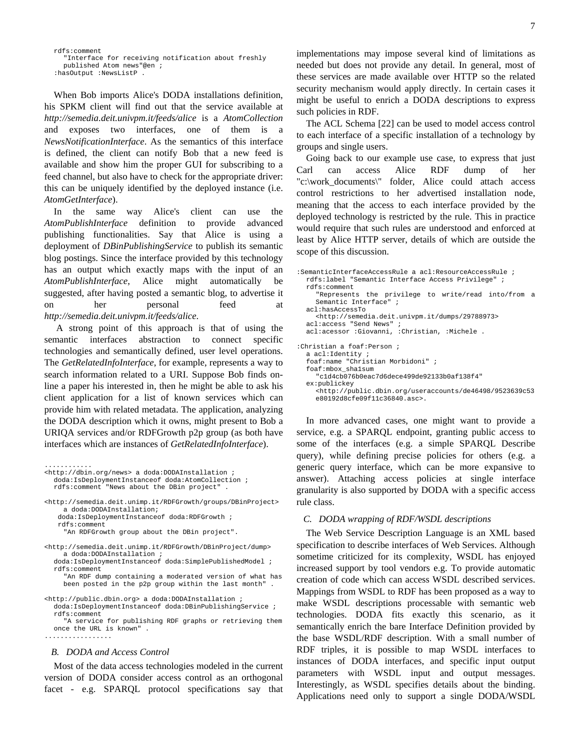```
  rdfs:comment
    "Interface for receiving notification about freshly
    published Atom news"@en ;
  :hasOutput :NewsListP .
```

When Bob imports Alice's DODA installations definition, his SPKM client will find out that the service available at *http://semedia.deit.univpm.it/feeds/alice* is a *AtomCollection* and exposes two interfaces, one of them is a *NewsNotificationInterface*. As the semantics of this interface is defined, the client can notify Bob that a new feed is available and show him the proper GUI for subscribing to a feed channel, but also have to check for the appropriate driver: this can be uniquely identified by the deployed instance (i.e. *AtomGetInterface*).

In the same way Alice's client can use the *AtomPublishInterface* definition to provide advanced publishing functionalities. Say that Alice is using a deployment of *DBinPublishingService* to publish its semantic blog postings. Since the interface provided by this technology has an output which exactly maps with the input of an *AtomPublishInterface*, Alice might automatically be suggested, after having posted a semantic blog, to advertise it on her personal feed at *http://semedia.deit.univpm.it/feeds/alice*.

A strong point of this approach is that of using the semantic interfaces abstraction to connect specific technologies and semantically defined, user level operations. The *GetRelatedInfoInterface*, for example, represents a way to search information related to a URI. Suppose Bob finds on-line a paper his interested in, then he might be able to ask his client application for a list of known services which can provide him with related metadata. The application, analyzing the DODA description which it owns, might present to Bob a URIQA services and/or RDFGrowth p2p group (as both have interfaces which are instances of *GetRelatedInfoInterface*).

```
............
<http://dbin.org/news> a doda:DODAInstallation ;
  doda:IsDeploymentInstanceof doda:AtomCollection ;
  rdfs:comment "News about the DBin project" .

<http://semedia.deit.unimp.it/RDFGrowth/groups/DBinProject>
    a doda:DODAInstallation;
   doda:IsDeploymentInstanceof doda:RDFGrowth ;
   rdfs:comment
     "An RDFGrowth group about the DBin project".

<http://semedia.deit.unimp.it/RDFGrowth/DBinProject/dump>
    a doda:DODAInstallation ;
  doda:IsDeploymentInstanceof doda:SimplePublishedModel ;
  rdfs:comment
     "An RDF dump containing a moderated version of what has
     been posted in the p2p group within the last month" .

<http://public.dbin.org> a doda:DODAInstallation ;
  doda:IsDeploymentInstanceof doda:DBinPublishingService ;
  rdfs:comment
     "A service for publishing RDF graphs or retrieving them
  once the URL is known" .
.................
```

### *B. DODA and Access Control*

Most of the data access technologies modeled in the current version of DODA consider access control as an orthogonal facet - e.g. SPARQL protocol specifications say that implementations may impose several kind of limitations as needed but does not provide any detail. In general, most of these services are made available over HTTP so the related security mechanism would apply directly. In certain cases it might be useful to enrich a DODA descriptions to express such policies in RDF.

The ACL Schema [22] can be used to model access control to each interface of a specific installation of a technology by groups and single users.

Going back to our example use case, to express that just Carl can access Alice RDF dump of her "c:\work_documents\" folder, Alice could attach access control restrictions to her advertised installation node, meaning that the access to each interface provided by the deployed technology is restricted by the rule. This in practice would require that such rules are understood and enforced at least by Alice HTTP server, details of which are outside the scope of this discussion.

```
:SemanticInterfaceAccessRule a acl:ResourceAccessRule ;
  rdfs:label "Semantic Interface Access Privilege" ;
  rdfs:comment
    "Represents the privilege to write/read into/from a
    Semantic Interface" ;
  acl:hasAccessTo
    <http://semedia.deit.univpm.it/dumps/29788973>
  acl:access "Send News" ;
  acl:acessor :Giovanni, :Christian, :Michele .

:Christian a foaf:Person ;
  a acl:Identity ;
  foaf:name "Christian Morbidoni" ;
  foaf:mbox_sha1sum
    "c1d4cb076b0eac7d6dece499de92133b0af138f4"
  ex:publickey
    <http://public.dbin.org/useraccounts/de46498/9523639c53
    e80192d8cfe09f11c36840.asc>.
```

In more advanced cases, one might want to provide a service, e.g. a SPARQL endpoint, granting public access to some of the interfaces (e.g. a simple SPARQL Describe query), while defining precise policies for others (e.g. a generic query interface, which can be more expansive to answer). Attaching access policies at single interface granularity is also supported by DODA with a specific access rule class.

### *C. DODA wrapping of RDF/WSDL descriptions*

The Web Service Description Language is an XML based specification to describe interfaces of Web Services. Although sometime criticized for its complexity, WSDL has enjoyed increased support by tool vendors e.g. To provide automatic creation of code which can access WSDL described services. Mappings from WSDL to RDF has been proposed as a way to make WSDL descriptions processable with semantic web technologies. DODA fits exactly this scenario, as it semantically enrich the bare Interface Definition provided by the base WSDL/RDF description. With a small number of RDF triples, it is possible to map WSDL interfaces to instances of DODA interfaces, and specific input output parameters with WSDL input and output messages. Interestingly, as WSDL specifies details about the binding. Applications need only to support a single DODA/WSDL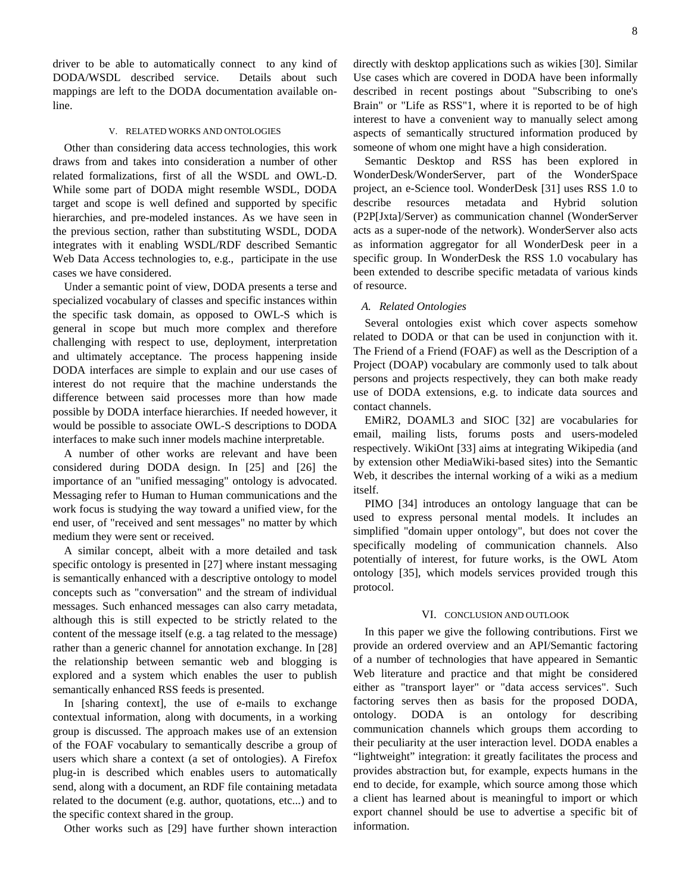driver to be able to automatically connect to any kind of DODA/WSDL described service. Details about such mappings are left to the DODA documentation available on-line.

## V. Related Works and Ontologies

Other than considering data access technologies, this work draws from and takes into consideration a number of other related formalizations, first of all the WSDL and OWL-D. While some part of DODA might resemble WSDL, DODA target and scope is well defined and supported by specific hierarchies, and pre-modeled instances. As we have seen in the previous section, rather than substituting WSDL, DODA integrates with it enabling WSDL/RDF described Semantic Web Data Access technologies to, e.g., participate in the use cases we have considered.

Under a semantic point of view, DODA presents a terse and specialized vocabulary of classes and specific instances within the specific task domain, as opposed to OWL-S which is general in scope but much more complex and therefore challenging with respect to use, deployment, interpretation and ultimately acceptance. The process happening inside DODA interfaces are simple to explain and our use cases of interest do not require that the machine understands the difference between said processes more than how made possible by DODA interface hierarchies. If needed however, it would be possible to associate OWL-S descriptions to DODA interfaces to make such inner models machine interpretable.

A number of other works are relevant and have been considered during DODA design. In [25] and [26] the importance of an "unified messaging" ontology is advocated. Messaging refer to Human to Human communications and the work focus is studying the way toward a unified view, for the end user, of "received and sent messages" no matter by which medium they were sent or received.

A similar concept, albeit with a more detailed and task specific ontology is presented in [27] where instant messaging is semantically enhanced with a descriptive ontology to model concepts such as "conversation" and the stream of individual messages. Such enhanced messages can also carry metadata, although this is still expected to be strictly related to the content of the message itself (e.g. a tag related to the message) rather than a generic channel for annotation exchange. In [28] the relationship between semantic web and blogging is explored and a system which enables the user to publish semantically enhanced RSS feeds is presented.

In [sharing context], the use of e-mails to exchange contextual information, along with documents, in a working group is discussed. The approach makes use of an extension of the FOAF vocabulary to semantically describe a group of users which share a context (a set of ontologies). A Firefox plug-in is described which enables users to automatically send, along with a document, an RDF file containing metadata related to the document (e.g. author, quotations, etc...) and to the specific context shared in the group.

Other works such as [29] have further shown interaction directly with desktop applications such as wikies [30]. Similar Use cases which are covered in DODA have been informally described in recent postings about "Subscribing to one's Brain" or "Life as RSS"1, where it is reported to be of high interest to have a convenient way to manually select among aspects of semantically structured information produced by someone of whom one might have a high consideration.

Semantic Desktop and RSS has been explored in WonderDesk/WonderServer, part of the WonderSpace project, an e-Science tool. WonderDesk [31] uses RSS 1.0 to describe resources metadata and Hybrid solution (P2P[Jxta]/Server) as communication channel (WonderServer acts as a super-node of the network). WonderServer also acts as information aggregator for all WonderDesk peer in a specific group. In WonderDesk the RSS 1.0 vocabulary has been extended to describe specific metadata of various kinds of resource.

### A. Related Ontologies

Several ontologies exist which cover aspects somehow related to DODA or that can be used in conjunction with it. The Friend of a Friend (FOAF) as well as the Description of a Project (DOAP) vocabulary are commonly used to talk about persons and projects respectively, they can both make ready use of DODA extensions, e.g. to indicate data sources and contact channels.

EMiR2, DOAML3 and SIOC [32] are vocabularies for email, mailing lists, forums posts and users-modeled respectively. WikiOnt [33] aims at integrating Wikipedia (and by extension other MediaWiki-based sites) into the Semantic Web, it describes the internal working of a wiki as a medium itself.

PIMO [34] introduces an ontology language that can be used to express personal mental models. It includes an simplified "domain upper ontology", but does not cover the specifically modeling of communication channels. Also potentially of interest, for future works, is the OWL Atom ontology [35], which models services provided trough this protocol.

## VI. Conclusion and Outlook

In this paper we give the following contributions. First we provide an ordered overview and an API/Semantic factoring of a number of technologies that have appeared in Semantic Web literature and practice and that might be considered either as "transport layer" or "data access services". Such factoring serves then as basis for the proposed DODA, ontology. DODA is an ontology for describing communication channels which groups them according to their peculiarity at the user interaction level. DODA enables a “lightweight” integration: it greatly facilitates the process and provides abstraction but, for example, expects humans in the end to decide, for example, which source among those which a client has learned about is meaningful to import or which export channel should be use to advertise a specific bit of information.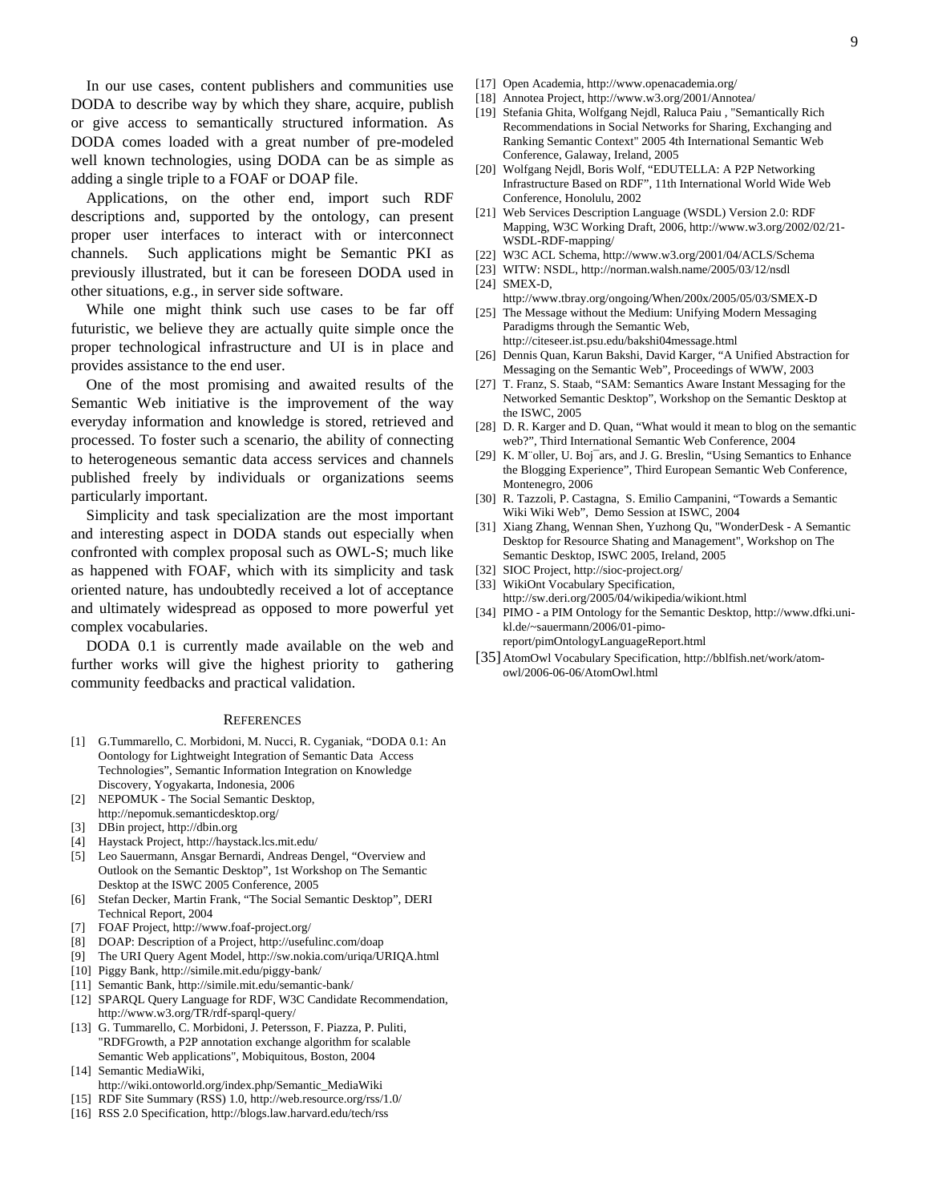In our use cases, content publishers and communities use DODA to describe way by which they share, acquire, publish or give access to semantically structured information. As DODA comes loaded with a great number of pre-modeled well known technologies, using DODA can be as simple as adding a single triple to a FOAF or DOAP file.

Applications, on the other end, import such RDF descriptions and, supported by the ontology, can present proper user interfaces to interact with or interconnect channels. Such applications might be Semantic PKI as previously illustrated, but it can be foreseen DODA used in other situations, e.g., in server side software.

While one might think such use cases to be far off futuristic, we believe they are actually quite simple once the proper technological infrastructure and UI is in place and provides assistance to the end user.

One of the most promising and awaited results of the Semantic Web initiative is the improvement of the way everyday information and knowledge is stored, retrieved and processed. To foster such a scenario, the ability of connecting to heterogeneous semantic data access services and channels published freely by individuals or organizations seems particularly important.

Simplicity and task specialization are the most important and interesting aspect in DODA stands out especially when confronted with complex proposal such as OWL-S; much like as happened with FOAF, which with its simplicity and task oriented nature, has undoubtedly received a lot of acceptance and ultimately widespread as opposed to more powerful yet complex vocabularies.

DODA 0.1 is currently made available on the web and further works will give the highest priority to gathering community feedbacks and practical validation.

## References

[1] G.Tummarello, C. Morbidoni, M. Nucci, R. Cyganiak, “DODA 0.1: An Oontology for Lightweight Integration of Semantic Data Access Technologies”, Semantic Information Integration on Knowledge Discovery, Yogyakarta, Indonesia, 2006

[2] NEPOMUK - The Social Semantic Desktop, http://nepomuk.semanticdesktop.org/

[3] DBin project, http://dbin.org

[4] Haystack Project, http://haystack.lcs.mit.edu/

[5] Leo Sauermann, Ansgar Bernardi, Andreas Dengel, “Overview and Outlook on the Semantic Desktop”, 1st Workshop on The Semantic Desktop at the ISWC 2005 Conference, 2005

[6] Stefan Decker, Martin Frank, “The Social Semantic Desktop”, DERI Technical Report, 2004

[7] FOAF Project, http://www.foaf-project.org/

[8] DOAP: Description of a Project, http://usefulinc.com/doap

[9] The URI Query Agent Model, http://sw.nokia.com/uriqa/URIQA.html

[10] Piggy Bank, http://simile.mit.edu/piggy-bank/

[11] Semantic Bank, http://simile.mit.edu/semantic-bank/

[12] SPARQL Query Language for RDF, W3C Candidate Recommendation, http://www.w3.org/TR/rdf-sparql-query/

[13] G. Tummarello, C. Morbidoni, J. Petersson, F. Piazza, P. Puliti, "RDFGrowth, a P2P annotation exchange algorithm for scalable Semantic Web applications", Mobiquitous, Boston, 2004

[14] Semantic MediaWiki, http://wiki.ontoworld.org/index.php/Semantic_MediaWiki

[15] RDF Site Summary (RSS) 1.0, http://web.resource.org/rss/1.0/

[16] RSS 2.0 Specification, http://blogs.law.harvard.edu/tech/rss

[17] Open Academia, http://www.openacademia.org/

[18] Annotea Project, http://www.w3.org/2001/Annotea/

[19] Stefania Ghita, Wolfgang Nejdl, Raluca Paiu , "Semantically Rich Recommendations in Social Networks for Sharing, Exchanging and Ranking Semantic Context" 2005 4th International Semantic Web Conference, Galaway, Ireland, 2005

[20] Wolfgang Nejdl, Boris Wolf, “EDUTELLA: A P2P Networking Infrastructure Based on RDF”, 11th International World Wide Web Conference, Honolulu, 2002

[21] Web Services Description Language (WSDL) Version 2.0: RDF Mapping, W3C Working Draft, 2006, http://www.w3.org/2002/02/21-WSDL-RDF-mapping/

[22] W3C ACL Schema, http://www.w3.org/2001/04/ACLS/Schema

[23] WITW: NSDL, http://norman.walsh.name/2005/03/12/nsdl

[24] SMEX-D, http://www.tbray.org/ongoing/When/200x/2005/05/03/SMEX-D

[25] The Message without the Medium: Unifying Modern Messaging Paradigms through the Semantic Web, http://citeseer.ist.psu.edu/bakshi04message.html

[26] Dennis Quan, Karun Bakshi, David Karger, “A Unified Abstraction for Messaging on the Semantic Web”, Proceedings of WWW, 2003

[27] T. Franz, S. Staab, “SAM: Semantics Aware Instant Messaging for the Networked Semantic Desktop”, Workshop on the Semantic Desktop at the ISWC, 2005

[28] D. R. Karger and D. Quan, “What would it mean to blog on the semantic web?”, Third International Semantic Web Conference, 2004

[29] K. M¨oller, U. Boj¯ars, and J. G. Breslin, “Using Semantics to Enhance the Blogging Experience”, Third European Semantic Web Conference, Montenegro, 2006

[30] R. Tazzoli, P. Castagna, S. Emilio Campanini, “Towards a Semantic Wiki Wiki Web”, Demo Session at ISWC, 2004

[31] Xiang Zhang, Wennan Shen, Yuzhong Qu, "WonderDesk - A Semantic Desktop for Resource Shating and Management", Workshop on The Semantic Desktop, ISWC 2005, Ireland, 2005

[32] SIOC Project, http://sioc-project.org/

[33] WikiOnt Vocabulary Specification, http://sw.deri.org/2005/04/wikipedia/wikiont.html

[34] PIMO - a PIM Ontology for the Semantic Desktop, http://www.dfki.uni-kl.de/~sauermann/2006/01-pimo-report/pimOntologyLanguageReport.html

[35] AtomOwl Vocabulary Specification, http://bblfish.net/work/atom-owl/2006-06-06/AtomOwl.html